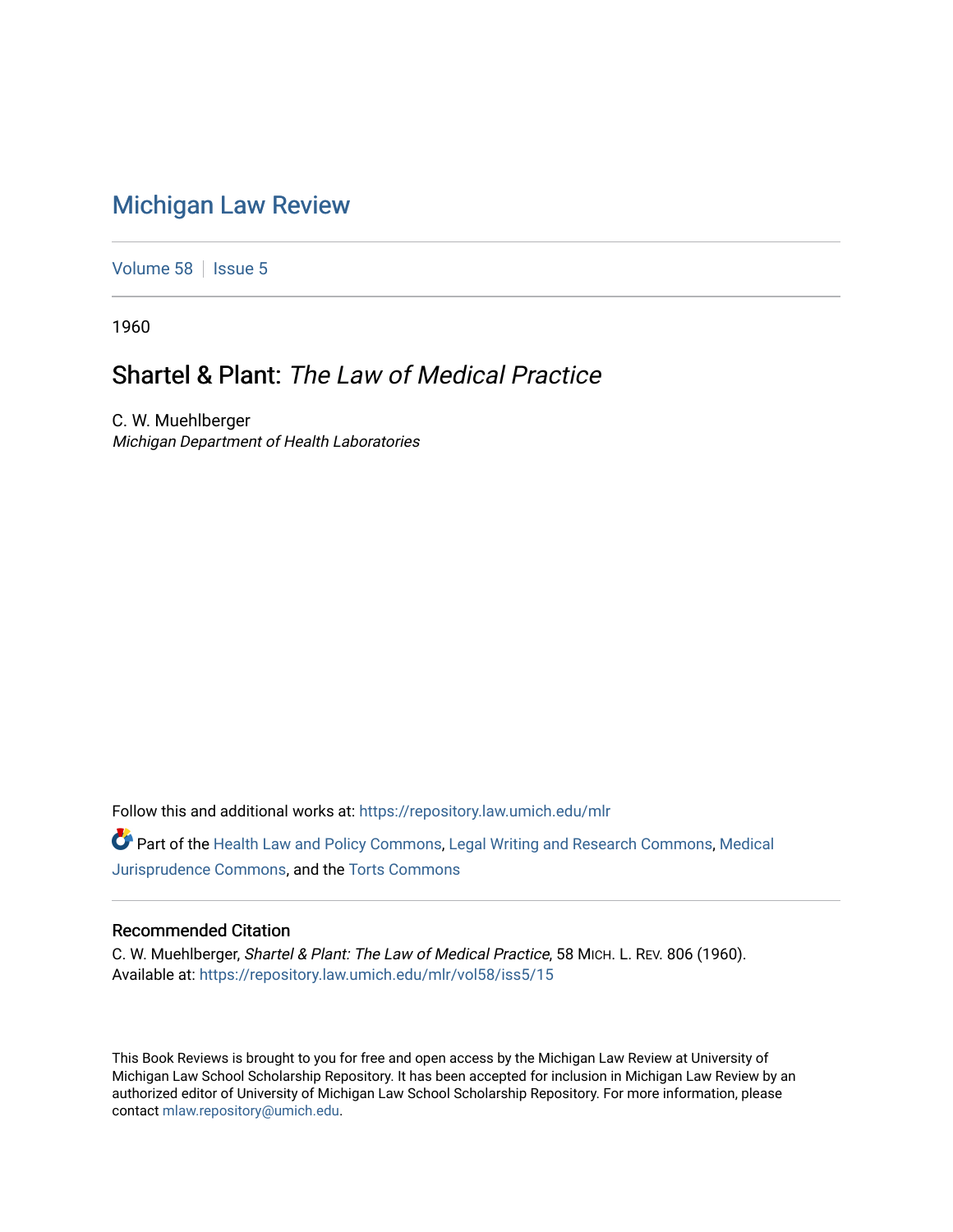# Michigan Law Review

Volume 58 | Issue 5

1960

## Shartel & Plant: *The Law of Medical Practice*

C. W. Muehlberger
*Michigan Department of Health Laboratories*

Follow this and additional works at: https://repository.law.umich.edu/mlr

Part of the Health Law and Policy Commons, Legal Writing and Research Commons, Medical Jurisprudence Commons, and the Torts Commons

### Recommended Citation

C. W. Muehlberger, *Shartel & Plant: The Law of Medical Practice*, 58 MICH. L. REV. 806 (1960).
Available at: https://repository.law.umich.edu/mlr/vol58/iss5/15

This Book Reviews is brought to you for free and open access by the Michigan Law Review at University of Michigan Law School Scholarship Repository. It has been accepted for inclusion in Michigan Law Review by an authorized editor of University of Michigan Law School Scholarship Repository. For more information, please contact mlaw.repository@umich.edu.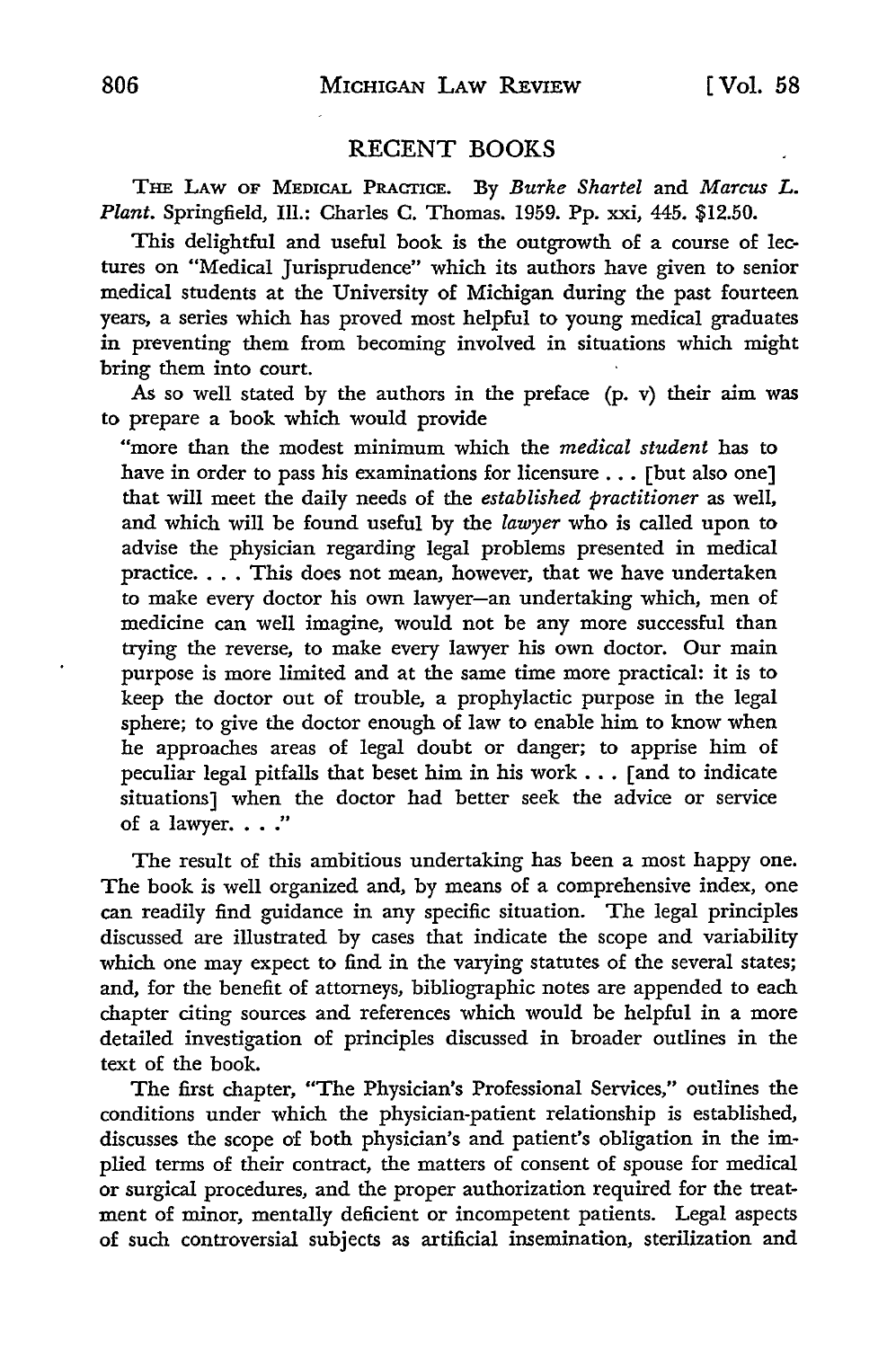## RECENT BOOKS

THE LAW OF MEDICAL PRACTICE. By *Burke Shartel* and *Marcus L. Plant.* Springfield, Ill.: Charles C. Thomas. 1959. Pp. xxi, 445. $12.50.

This delightful and useful book is the outgrowth of a course of lectures on "Medical Jurisprudence" which its authors have given to senior medical students at the University of Michigan during the past fourteen years, a series which has proved most helpful to young medical graduates in preventing them from becoming involved in situations which might bring them into court.

As so well stated by the authors in the preface (p. v) their aim was to prepare a book which would provide

> "more than the modest minimum which the *medical student* has to have in order to pass his examinations for licensure . . . [but also one] that will meet the daily needs of the *established practitioner* as well, and which will be found useful by the *lawyer* who is called upon to advise the physician regarding legal problems presented in medical practice. . . . This does not mean, however, that we have undertaken to make every doctor his own lawyer—an undertaking which, men of medicine can well imagine, would not be any more successful than trying the reverse, to make every lawyer his own doctor. Our main purpose is more limited and at the same time more practical: it is to keep the doctor out of trouble, a prophylactic purpose in the legal sphere; to give the doctor enough of law to enable him to know when he approaches areas of legal doubt or danger; to apprise him of peculiar legal pitfalls that beset him in his work . . . [and to indicate situations] when the doctor had better seek the advice or service of a lawyer. . . ."

The result of this ambitious undertaking has been a most happy one. The book is well organized and, by means of a comprehensive index, one can readily find guidance in any specific situation. The legal principles discussed are illustrated by cases that indicate the scope and variability which one may expect to find in the varying statutes of the several states; and, for the benefit of attorneys, bibliographic notes are appended to each chapter citing sources and references which would be helpful in a more detailed investigation of principles discussed in broader outlines in the text of the book.

The first chapter, "The Physician's Professional Services," outlines the conditions under which the physician-patient relationship is established, discusses the scope of both physician's and patient's obligation in the implied terms of their contract, the matters of consent of spouse for medical or surgical procedures, and the proper authorization required for the treatment of minor, mentally deficient or incompetent patients. Legal aspects of such controversial subjects as artificial insemination, sterilization and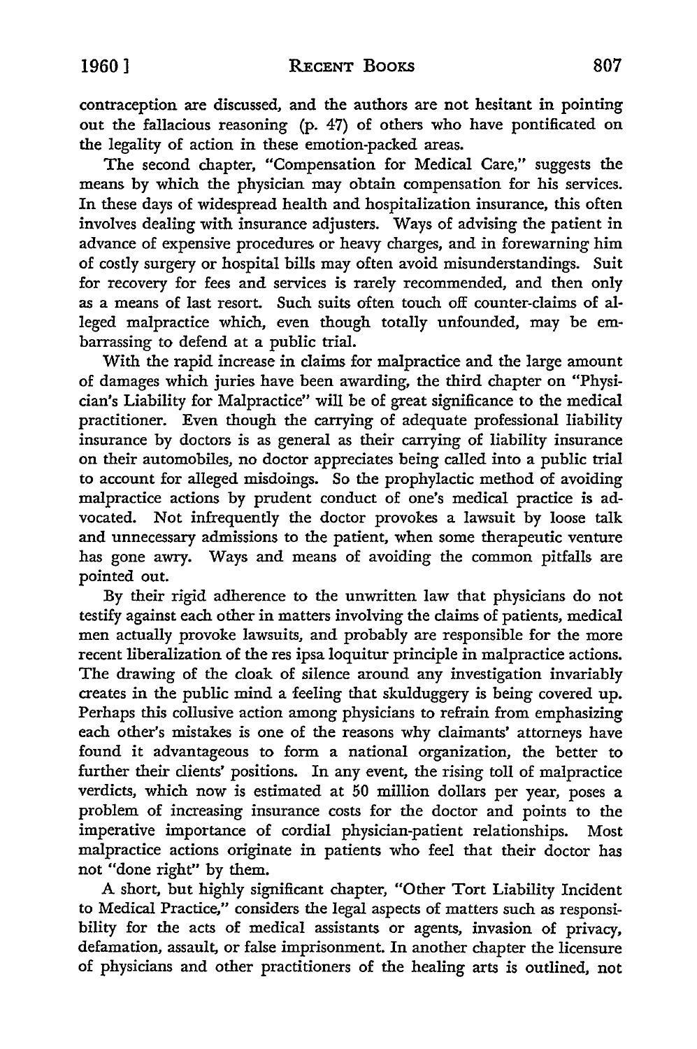contraception are discussed, and the authors are not hesitant in pointing out the fallacious reasoning (p. 47) of others who have pontificated on the legality of action in these emotion-packed areas.

The second chapter, "Compensation for Medical Care," suggests the means by which the physician may obtain compensation for his services. In these days of widespread health and hospitalization insurance, this often involves dealing with insurance adjusters. Ways of advising the patient in advance of expensive procedures or heavy charges, and in forewarning him of costly surgery or hospital bills may often avoid misunderstandings. Suit for recovery for fees and services is rarely recommended, and then only as a means of last resort. Such suits often touch off counter-claims of alleged malpractice which, even though totally unfounded, may be embarrassing to defend at a public trial.

With the rapid increase in claims for malpractice and the large amount of damages which juries have been awarding, the third chapter on "Physician's Liability for Malpractice" will be of great significance to the medical practitioner. Even though the carrying of adequate professional liability insurance by doctors is as general as their carrying of liability insurance on their automobiles, no doctor appreciates being called into a public trial to account for alleged misdoings. So the prophylactic method of avoiding malpractice actions by prudent conduct of one's medical practice is advocated. Not infrequently the doctor provokes a lawsuit by loose talk and unnecessary admissions to the patient, when some therapeutic venture has gone awry. Ways and means of avoiding the common pitfalls are pointed out.

By their rigid adherence to the unwritten law that physicians do not testify against each other in matters involving the claims of patients, medical men actually provoke lawsuits, and probably are responsible for the more recent liberalization of the res ipsa loquitur principle in malpractice actions. The drawing of the cloak of silence around any investigation invariably creates in the public mind a feeling that skulduggery is being covered up. Perhaps this collusive action among physicians to refrain from emphasizing each other's mistakes is one of the reasons why claimants' attorneys have found it advantageous to form a national organization, the better to further their clients' positions. In any event, the rising toll of malpractice verdicts, which now is estimated at 50 million dollars per year, poses a problem of increasing insurance costs for the doctor and points to the imperative importance of cordial physician-patient relationships. Most malpractice actions originate in patients who feel that their doctor has not "done right" by them.

A short, but highly significant chapter, "Other Tort Liability Incident to Medical Practice," considers the legal aspects of matters such as responsibility for the acts of medical assistants or agents, invasion of privacy, defamation, assault, or false imprisonment. In another chapter the licensure of physicians and other practitioners of the healing arts is outlined, not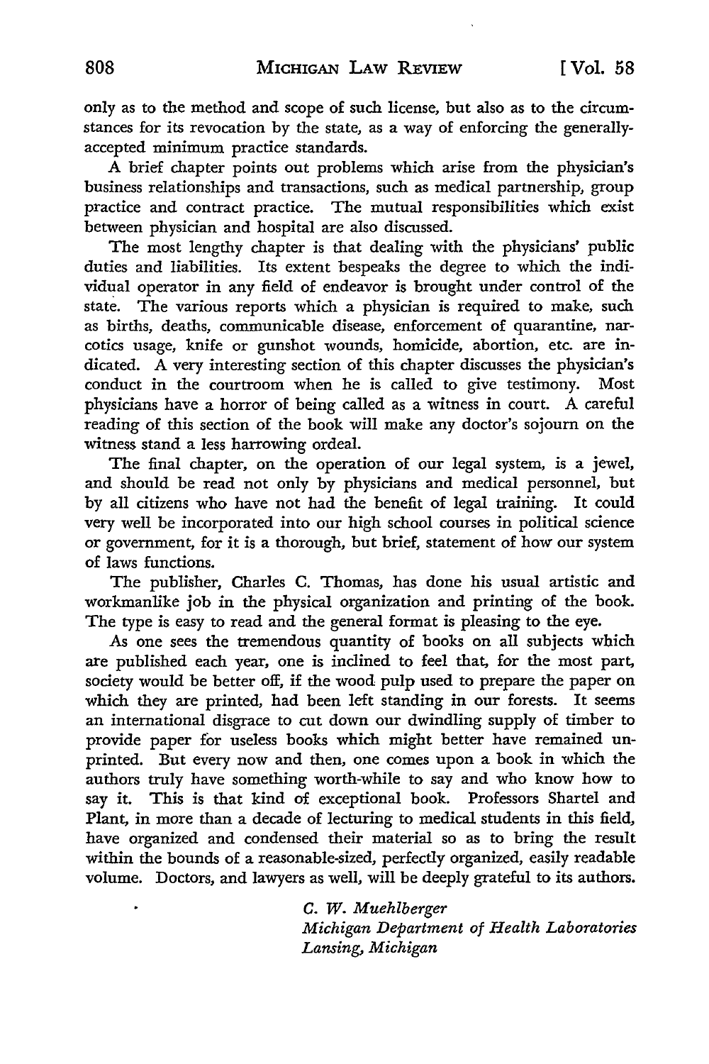only as to the method and scope of such license, but also as to the circumstances for its revocation by the state, as a way of enforcing the generally-accepted minimum practice standards.

A brief chapter points out problems which arise from the physician's business relationships and transactions, such as medical partnership, group practice and contract practice. The mutual responsibilities which exist between physician and hospital are also discussed.

The most lengthy chapter is that dealing with the physicians' public duties and liabilities. Its extent bespeaks the degree to which the individual operator in any field of endeavor is brought under control of the state. The various reports which a physician is required to make, such as births, deaths, communicable disease, enforcement of quarantine, narcotics usage, knife or gunshot wounds, homicide, abortion, etc. are indicated. A very interesting section of this chapter discusses the physician's conduct in the courtroom when he is called to give testimony. Most physicians have a horror of being called as a witness in court. A careful reading of this section of the book will make any doctor's sojourn on the witness stand a less harrowing ordeal.

The final chapter, on the operation of our legal system, is a jewel, and should be read not only by physicians and medical personnel, but by all citizens who have not had the benefit of legal training. It could very well be incorporated into our high school courses in political science or government, for it is a thorough, but brief, statement of how our system of laws functions.

The publisher, Charles C. Thomas, has done his usual artistic and workmanlike job in the physical organization and printing of the book. The type is easy to read and the general format is pleasing to the eye.

As one sees the tremendous quantity of books on all subjects which are published each year, one is inclined to feel that, for the most part, society would be better off, if the wood pulp used to prepare the paper on which they are printed, had been left standing in our forests. It seems an international disgrace to cut down our dwindling supply of timber to provide paper for useless books which might better have remained unprinted. But every now and then, one comes upon a book in which the authors truly have something worth-while to say and who know how to say it. This is that kind of exceptional book. Professors Shartel and Plant, in more than a decade of lecturing to medical students in this field, have organized and condensed their material so as to bring the result within the bounds of a reasonable-sized, perfectly organized, easily readable volume. Doctors, and lawyers as well, will be deeply grateful to its authors.

*C. W. Muehlberger*
*Michigan Department of Health Laboratories*
*Lansing, Michigan*